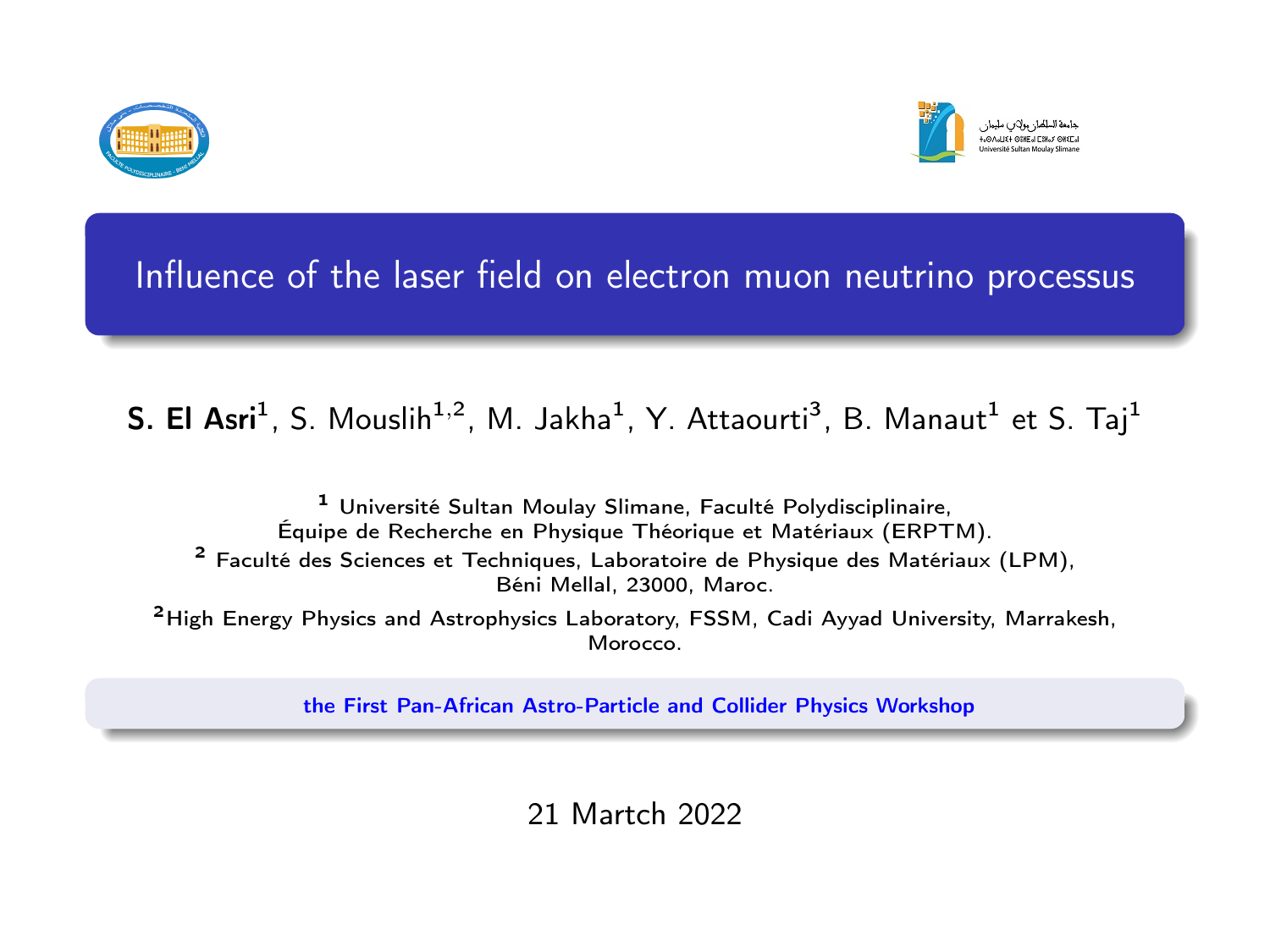# Influence of the laser field on electron muon neutrino processus

**S. El Asri**[1], S. Mouslih[1,2], M. Jakha[1], Y. Attaourti[3], B. Manaut[1] et S. Taj[1]

[1] Université Sultan Moulay Slimane, Faculté Polydisciplinaire, Équipe de Recherche en Physique Théorique et Matériaux (ERPTM).

[2] Faculté des Sciences et Techniques, Laboratoire de Physique des Matériaux (LPM), Béni Mellal, 23000, Maroc.

[2]High Energy Physics and Astrophysics Laboratory, FSSM, Cadi Ayyad University, Marrakesh, Morocco.

the First Pan-African Astro-Particle and Collider Physics Workshop

21 Martch 2022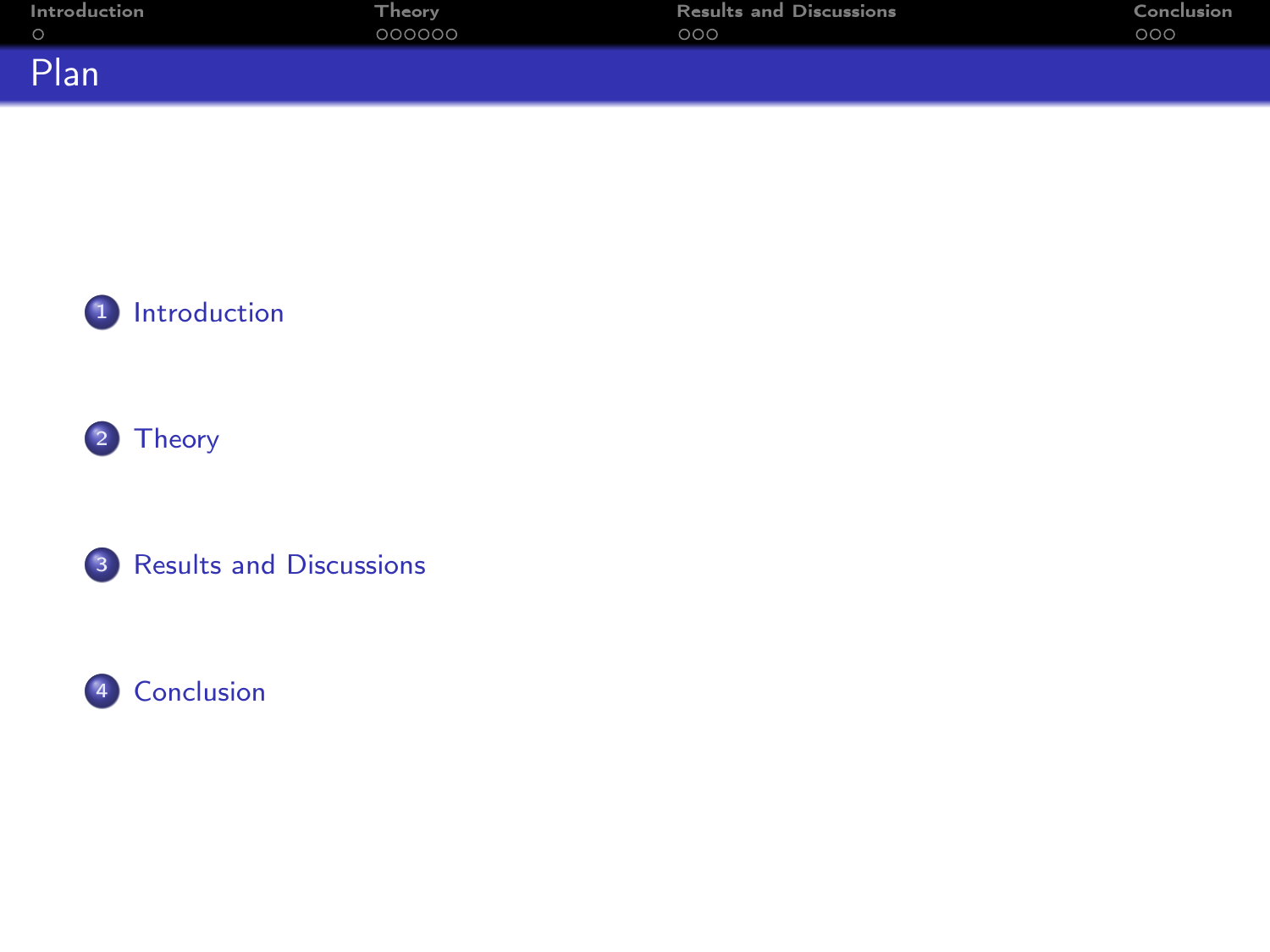# Plan

1. Introduction
2. Theory
3. Results and Discussions
4. Conclusion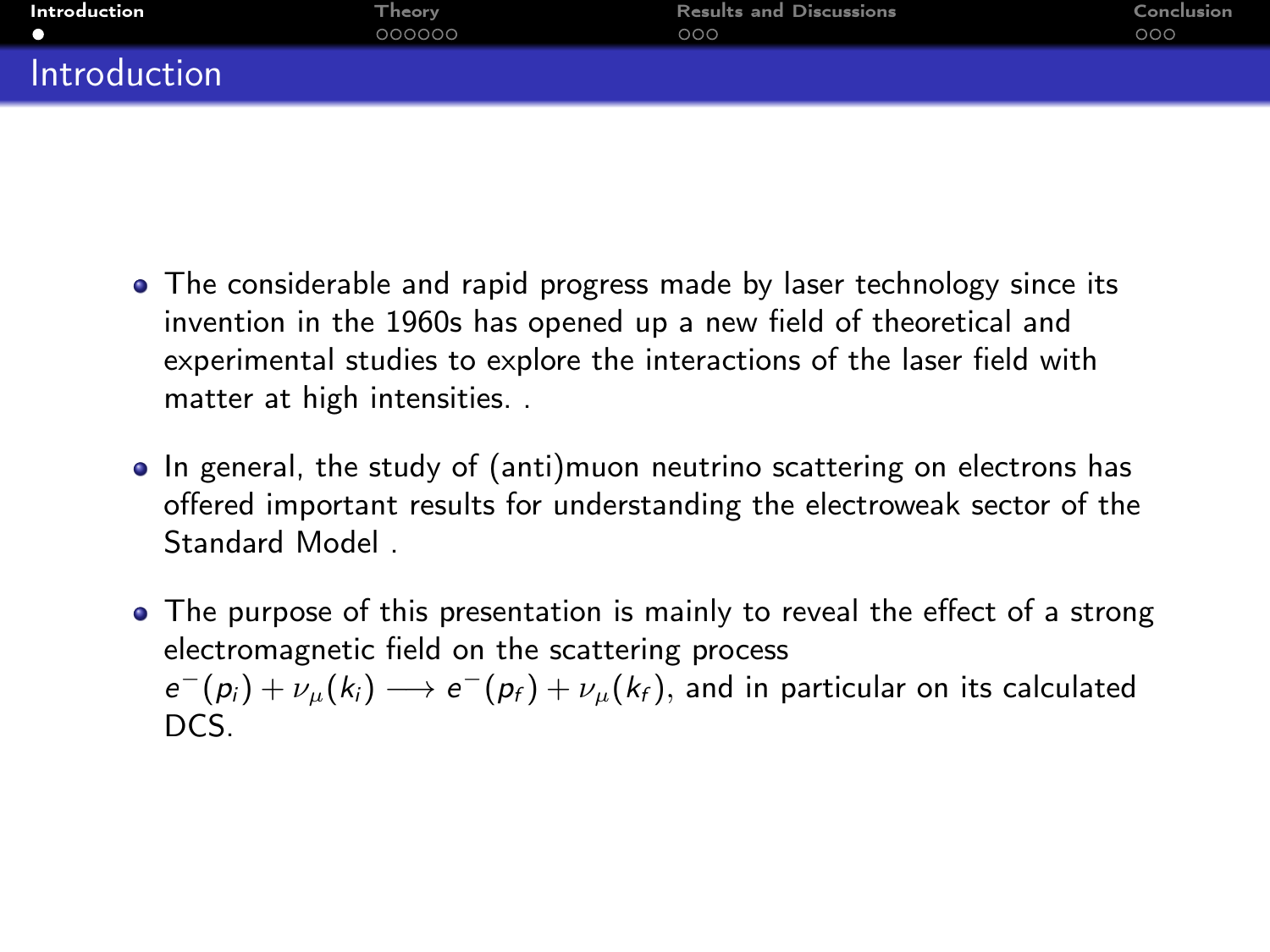# Introduction

- The considerable and rapid progress made by laser technology since its invention in the 1960s has opened up a new field of theoretical and experimental studies to explore the interactions of the laser field with matter at high intensities. .
- In general, the study of (anti)muon neutrino scattering on electrons has offered important results for understanding the electroweak sector of the Standard Model .
- The purpose of this presentation is mainly to reveal the effect of a strong electromagnetic field on the scattering process $e^-(p_i) + \nu_\mu(k_i) \longrightarrow e^-(p_f) + \nu_\mu(k_f)$, and in particular on its calculated DCS.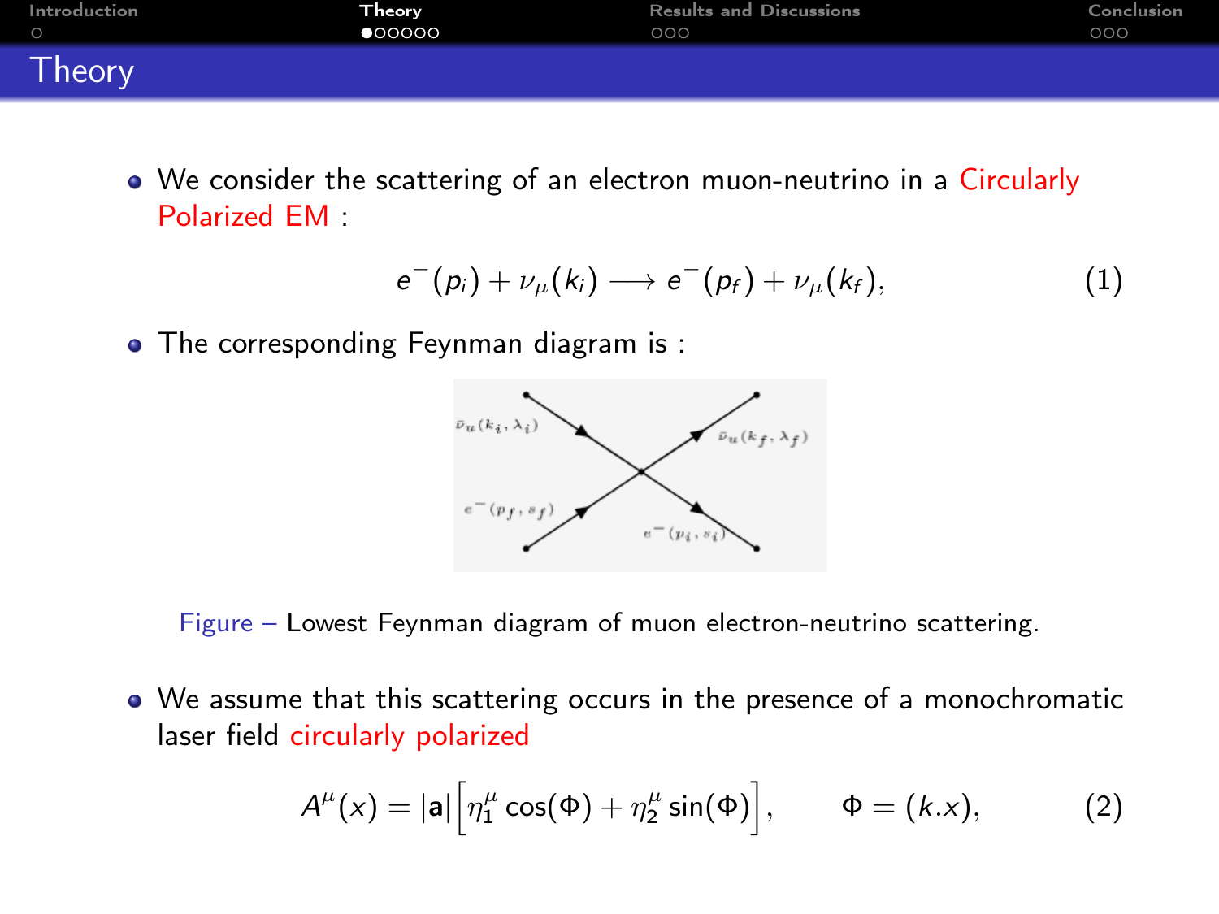# Theory

- We consider the scattering of an electron muon-neutrino in a Circularly Polarized EM :

$$e^{-}(p_i) + \nu_{\mu}(k_i) \longrightarrow e^{-}(p_f) + \nu_{\mu}(k_f), \tag{1}$$

- The corresponding Feynman diagram is :

Figure – Lowest Feynman diagram of muon electron-neutrino scattering.

- We assume that this scattering occurs in the presence of a monochromatic laser field circularly polarized

$$A^{\mu}(x) = |\mathbf{a}|\Big[\eta_1^{\mu}\cos(\Phi) + \eta_2^{\mu}\sin(\Phi)\Big], \qquad \Phi = (k.x), \tag{2}$$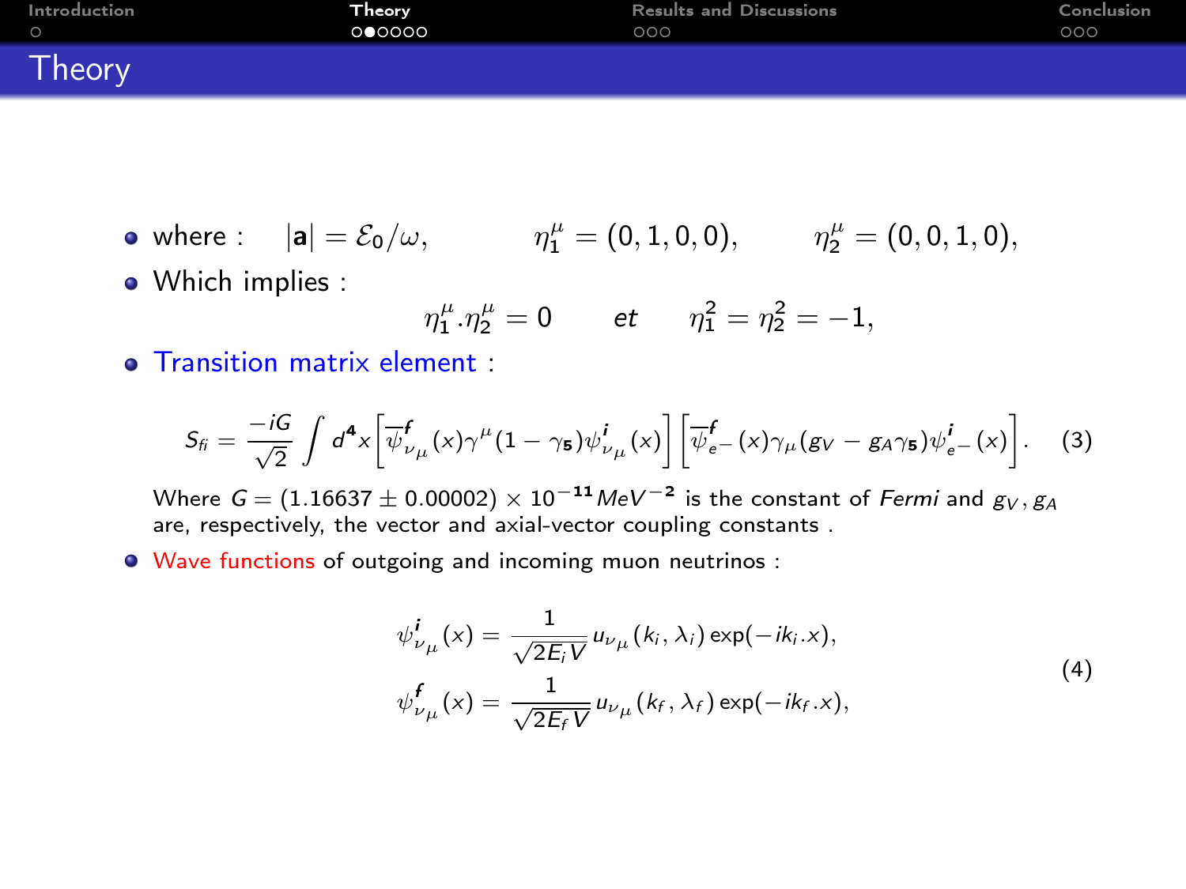# Theory

- where : $|\mathbf{a}| = \mathcal{E}_0/\omega, \qquad \eta_1^\mu = (0,1,0,0), \qquad \eta_2^\mu = (0,0,1,0),$
- Which implies :

$$\eta_1^\mu.\eta_2^\mu = 0 \qquad et \qquad \eta_1^2 = \eta_2^2 = -1,$$

- Transition matrix element :

$$S_{fi} = \frac{-iG}{\sqrt{2}} \int d^4x \left[\overline{\psi}^{\boldsymbol{f}}_{\nu_\mu}(x)\gamma^\mu(1-\gamma_5)\psi^{\boldsymbol{i}}_{\nu_\mu}(x)\right]\left[\overline{\psi}^{\boldsymbol{f}}_{e^-}(x)\gamma_\mu(g_V - g_A\gamma_5)\psi^{\boldsymbol{i}}_{e^-}(x)\right]. \quad (3)$$

Where $G = (1.16637 \pm 0.00002) \times 10^{-\mathbf{11}} MeV^{-\mathbf{2}}$ is the constant of *Fermi* and $g_V, g_A$ are, respectively, the vector and axial-vector coupling constants .

- Wave functions of outgoing and incoming muon neutrinos :

$$\begin{aligned} \psi^{\boldsymbol{i}}_{\nu_\mu}(x) &= \frac{1}{\sqrt{2E_iV}} u_{\nu_\mu}(k_i,\lambda_i)\exp(-ik_i.x), \\ \psi^{\boldsymbol{f}}_{\nu_\mu}(x) &= \frac{1}{\sqrt{2E_fV}} u_{\nu_\mu}(k_f,\lambda_f)\exp(-ik_f.x), \end{aligned} \qquad (4)$$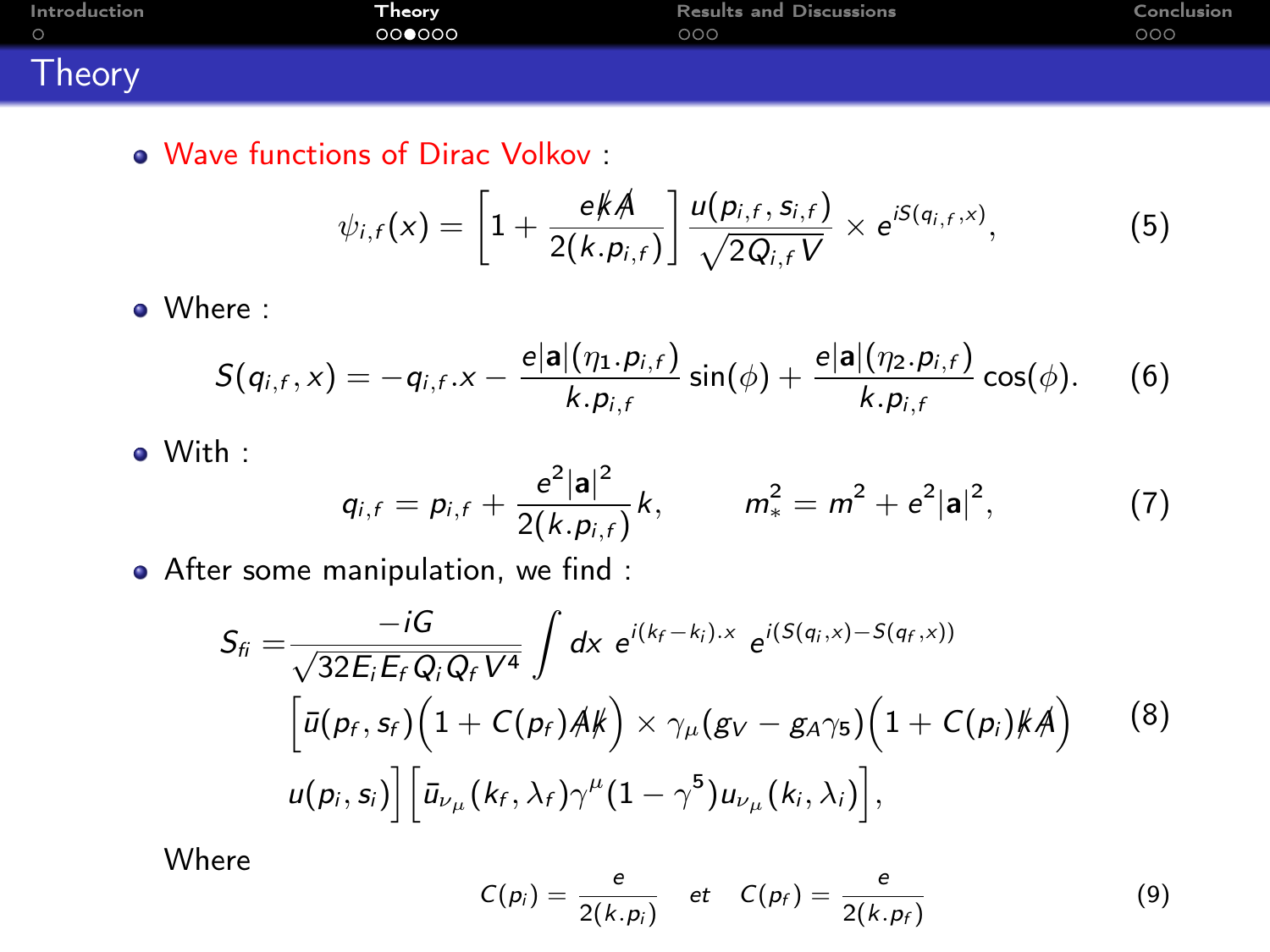# Theory

- Wave functions of Dirac Volkov :

$$\psi_{i,f}(x) = \left[1 + \frac{e \not{k} \not{A}}{2(k.p_{i,f})}\right] \frac{u(p_{i,f}, s_{i,f})}{\sqrt{2 Q_{i,f} V}} \times e^{iS(q_{i,f},x)}, \tag{5}$$

- Where :

$$S(q_{i,f}, x) = -q_{i,f}.x - \frac{e|\mathbf{a}|(\eta_1.p_{i,f})}{k.p_{i,f}} \sin(\phi) + \frac{e|\mathbf{a}|(\eta_2.p_{i,f})}{k.p_{i,f}} \cos(\phi). \tag{6}$$

- With :

$$q_{i,f} = p_{i,f} + \frac{e^2|\mathbf{a}|^2}{2(k.p_{i,f})} k, \qquad m_*^2 = m^2 + e^2|\mathbf{a}|^2, \tag{7}$$

- After some manipulation, we find :

$$\begin{aligned} S_{fi} = & \frac{-iG}{\sqrt{32 E_i E_f Q_i Q_f V^4}} \int dx \; e^{i(k_f - k_i).x} \; e^{i(S(q_i,x) - S(q_f,x))} \\ & \left[\bar{u}(p_f, s_f)\Big(1 + C(p_f) \not{A} \not{k}\Big) \times \gamma_\mu (g_V - g_A \gamma_5)\Big(1 + C(p_i) \not{k} \not{A}\Big) \right. \\ & \left. u(p_i, s_i)\right] \Big[\bar{u}_{\nu_\mu}(k_f, \lambda_f) \gamma^\mu (1 - \gamma^5) u_{\nu_\mu}(k_i, \lambda_i)\Big], \end{aligned} \tag{8}$$

Where

$$C(p_i) = \frac{e}{2(k.p_i)} \quad et \quad C(p_f) = \frac{e}{2(k.p_f)} \tag{9}$$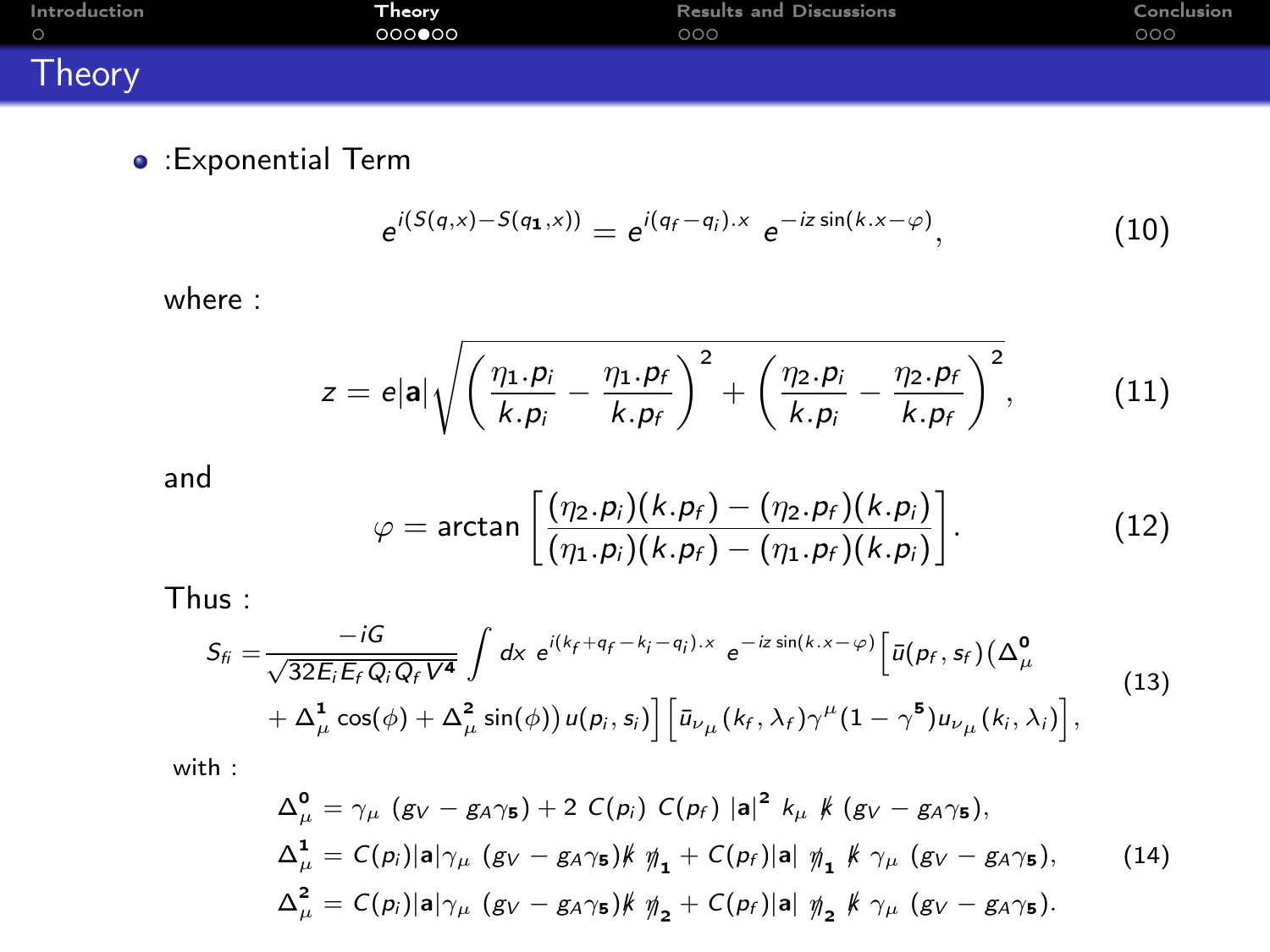# Theory

- :Exponential Term

$$e^{i(S(q,x)-S(q_{\mathbf{1}},x))} = e^{i(q_f-q_i).x}\ e^{-iz\sin(k.x-\varphi)}, \tag{10}$$

where :

$$z = e|\mathbf{a}|\sqrt{\left(\frac{\eta_1.p_i}{k.p_i}-\frac{\eta_1.p_f}{k.p_f}\right)^2+\left(\frac{\eta_2.p_i}{k.p_i}-\frac{\eta_2.p_f}{k.p_f}\right)^2}, \tag{11}$$

and

$$\varphi = \arctan\left[\frac{(\eta_2.p_i)(k.p_f)-(\eta_2.p_f)(k.p_i)}{(\eta_1.p_i)(k.p_f)-(\eta_1.p_f)(k.p_i)}\right]. \tag{12}$$

Thus :

$$\begin{aligned} S_{fi} =& \frac{-iG}{\sqrt{32E_iE_fQ_iQ_fV^4}}\int dx\ e^{i(k_f+q_f-k_i-q_i).x}\ e^{-iz\sin(k.x-\varphi)}\Big[\bar{u}(p_f,s_f)(\Delta^{\mathbf{0}}_\mu \\ &+\Delta^{\mathbf{1}}_\mu\cos(\phi)+\Delta^{\mathbf{2}}_\mu\sin(\phi))\,u(p_i,s_i)\Big]\Big[\bar{u}_{\nu_\mu}(k_f,\lambda_f)\gamma^\mu(1-\gamma^{\mathbf{5}})u_{\nu_\mu}(k_i,\lambda_i)\Big], \end{aligned} \tag{13}$$

with :

$$\begin{aligned} \Delta^{\mathbf{0}}_\mu &= \gamma_\mu\ (g_V-g_A\gamma_{\mathbf{5}}) + 2\ C(p_i)\ C(p_f)\ |\mathbf{a}|^{\mathbf{2}}\ k_\mu\ \not{k}\ (g_V-g_A\gamma_{\mathbf{5}}), \\ \Delta^{\mathbf{1}}_\mu &= C(p_i)|\mathbf{a}|\gamma_\mu\ (g_V-g_A\gamma_{\mathbf{5}})\not{k}\ \not{\eta}_{\mathbf{1}} + C(p_f)|\mathbf{a}|\ \not{\eta}_{\mathbf{1}}\ \not{k}\ \gamma_\mu\ (g_V-g_A\gamma_{\mathbf{5}}), \\ \Delta^{\mathbf{2}}_\mu &= C(p_i)|\mathbf{a}|\gamma_\mu\ (g_V-g_A\gamma_{\mathbf{5}})\not{k}\ \not{\eta}_{\mathbf{2}} + C(p_f)|\mathbf{a}|\ \not{\eta}_{\mathbf{2}}\ \not{k}\ \gamma_\mu\ (g_V-g_A\gamma_{\mathbf{5}}). \end{aligned} \tag{14}$$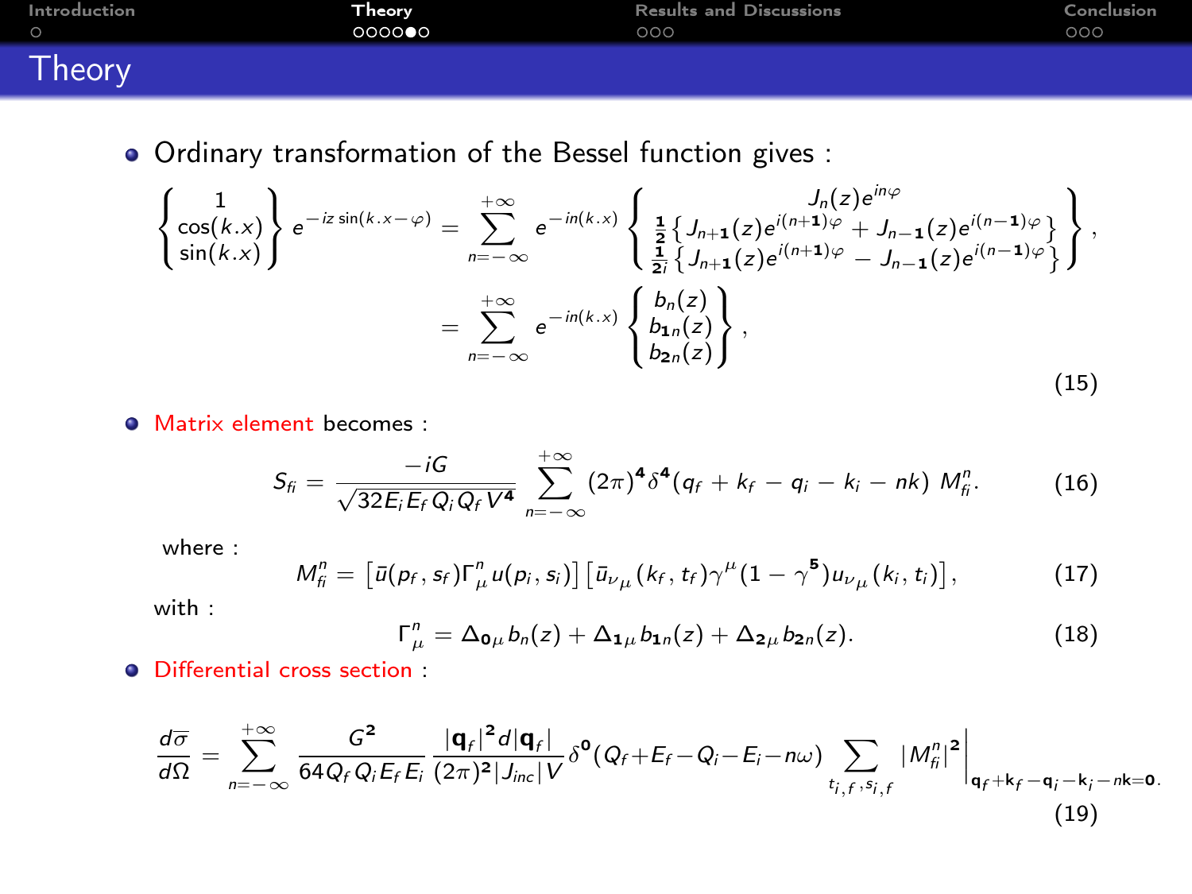# Theory

- Ordinary transformation of the Bessel function gives :

$$
\begin{Bmatrix} 1 \\ \cos(k.x) \\ \sin(k.x) \end{Bmatrix} e^{-iz\sin(k.x-\varphi)} = \sum_{n=-\infty}^{+\infty} e^{-in(k.x)} \begin{Bmatrix} J_n(z)e^{in\varphi} \\ \frac{1}{2}\left\{J_{n+1}(z)e^{i(n+1)\varphi} + J_{n-1}(z)e^{i(n-1)\varphi}\right\} \\ \frac{1}{2i}\left\{J_{n+1}(z)e^{i(n+1)\varphi} - J_{n-1}(z)e^{i(n-1)\varphi}\right\} \end{Bmatrix},
$$

$$
= \sum_{n=-\infty}^{+\infty} e^{-in(k.x)} \begin{Bmatrix} b_n(z) \\ b_{1n}(z) \\ b_{2n}(z) \end{Bmatrix}, \tag{15}
$$

- Matrix element becomes :

$$
S_{fi} = \frac{-iG}{\sqrt{32E_iE_fQ_iQ_fV^4}} \sum_{n=-\infty}^{+\infty} (2\pi)^4\delta^4(q_f + k_f - q_i - k_i - nk)\ M_{fi}^n. \tag{16}
$$

where :

$$
M_{fi}^n = \left[\bar{u}(p_f, s_f)\Gamma_\mu^n u(p_i, s_i)\right]\left[\bar{u}_{\nu_\mu}(k_f, t_f)\gamma^\mu(1-\gamma^5)u_{\nu_\mu}(k_i, t_i)\right], \tag{17}
$$

with :

$$
\Gamma_\mu^n = \Delta_{0\mu}b_n(z) + \Delta_{1\mu}b_{1n}(z) + \Delta_{2\mu}b_{2n}(z). \tag{18}
$$

- Differential cross section :

$$
\frac{d\overline{\sigma}}{d\Omega} = \sum_{n=-\infty}^{+\infty} \frac{G^2}{64Q_fQ_iE_fE_i} \frac{|\mathbf{q}_f|^2 d|\mathbf{q}_f|}{(2\pi)^2|J_{inc}|V} \delta^0(Q_f+E_f-Q_i-E_i-n\omega) \sum_{t_{i,f},s_{i,f}} |M_{fi}^n|^2\Big|_{\mathbf{q}_f+\mathbf{k}_f-\mathbf{q}_i-\mathbf{k}_i-n\mathbf{k}=\mathbf{0}}. \tag{19}
$$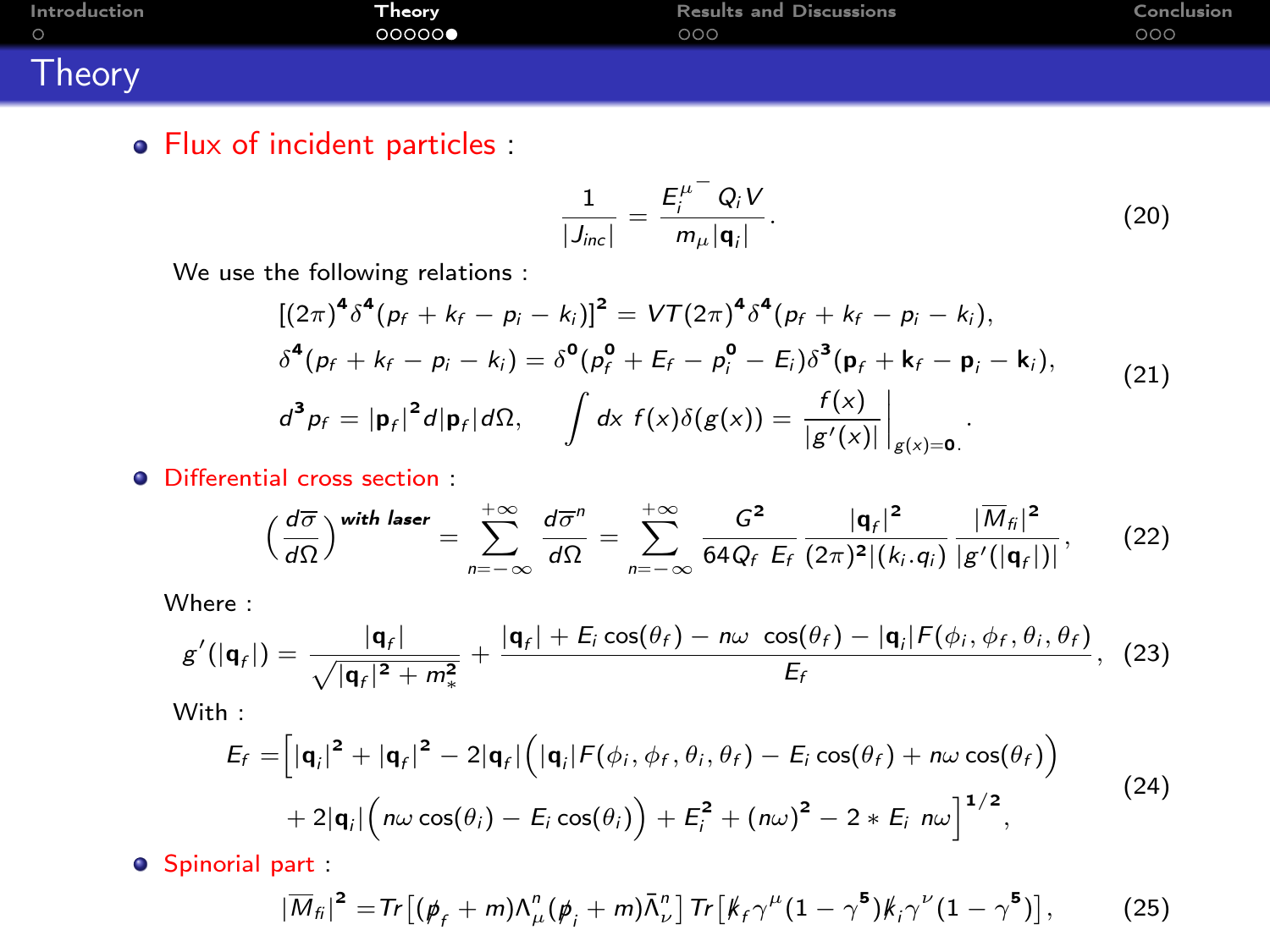# Theory

- Flux of incident particles :

$$\frac{1}{|J_{inc}|} = \frac{E_i^{\mu^-} Q_i V}{m_\mu |\mathbf{q}_i|}. \quad (20)$$

We use the following relations :

$$\begin{aligned}
&[(2\pi)^4 \delta^4(p_f + k_f - p_i - k_i)]^2 = VT(2\pi)^4 \delta^4(p_f + k_f - p_i - k_i), \\
&\delta^4(p_f + k_f - p_i - k_i) = \delta^0(p_f^0 + E_f - p_i^0 - E_i)\delta^3(\mathbf{p}_f + \mathbf{k}_f - \mathbf{p}_i - \mathbf{k}_i), \\
&d^3 p_f = |\mathbf{p}_f|^2 d|\mathbf{p}_f| d\Omega, \qquad \int dx\, f(x)\delta(g(x)) = \frac{f(x)}{|g'(x)|}\bigg|_{g(x)=0}.
\end{aligned} \quad (21)$$

- Differential cross section :

$$\left(\frac{d\overline{\sigma}}{d\Omega}\right)^{with\ laser} = \sum_{n=-\infty}^{+\infty} \frac{d\overline{\sigma}^n}{d\Omega} = \sum_{n=-\infty}^{+\infty} \frac{G^2}{64 Q_f\ E_f} \frac{|\mathbf{q}_f|^2}{(2\pi)^2 |(k_i.q_i)|} \frac{|\overline{M}_{fi}|^2}{|g'(|\mathbf{q}_f|)|}, \quad (22)$$

Where :

$$g'(|\mathbf{q}_f|) = \frac{|\mathbf{q}_f|}{\sqrt{|\mathbf{q}_f|^2 + m_*^2}} + \frac{|\mathbf{q}_f| + E_i\cos(\theta_f) - n\omega\ \cos(\theta_f) - |\mathbf{q}_i| F(\phi_i, \phi_f, \theta_i, \theta_f)}{E_f}, \quad (23)$$

With :

$$\begin{aligned}
E_f = \Big[&|\mathbf{q}_i|^2 + |\mathbf{q}_f|^2 - 2|\mathbf{q}_f|\Big(|\mathbf{q}_i| F(\phi_i, \phi_f, \theta_i, \theta_f) - E_i\cos(\theta_f) + n\omega\cos(\theta_f)\Big) \\
&+ 2|\mathbf{q}_i|\Big(n\omega\cos(\theta_i) - E_i\cos(\theta_i)\Big) + E_i^2 + (n\omega)^2 - 2 * E_i\ n\omega\Big]^{1/2},
\end{aligned} \quad (24)$$

- Spinorial part :

$$|\overline{M}_{fi}|^2 = Tr\big[(\not{p}_f + m)\Lambda_\mu^n(\not{p}_i + m)\bar{\Lambda}_\nu^n\big]\, Tr\big[\not{k}_f\gamma^\mu(1-\gamma^5)\not{k}_i\gamma^\nu(1-\gamma^5)\big], \quad (25)$$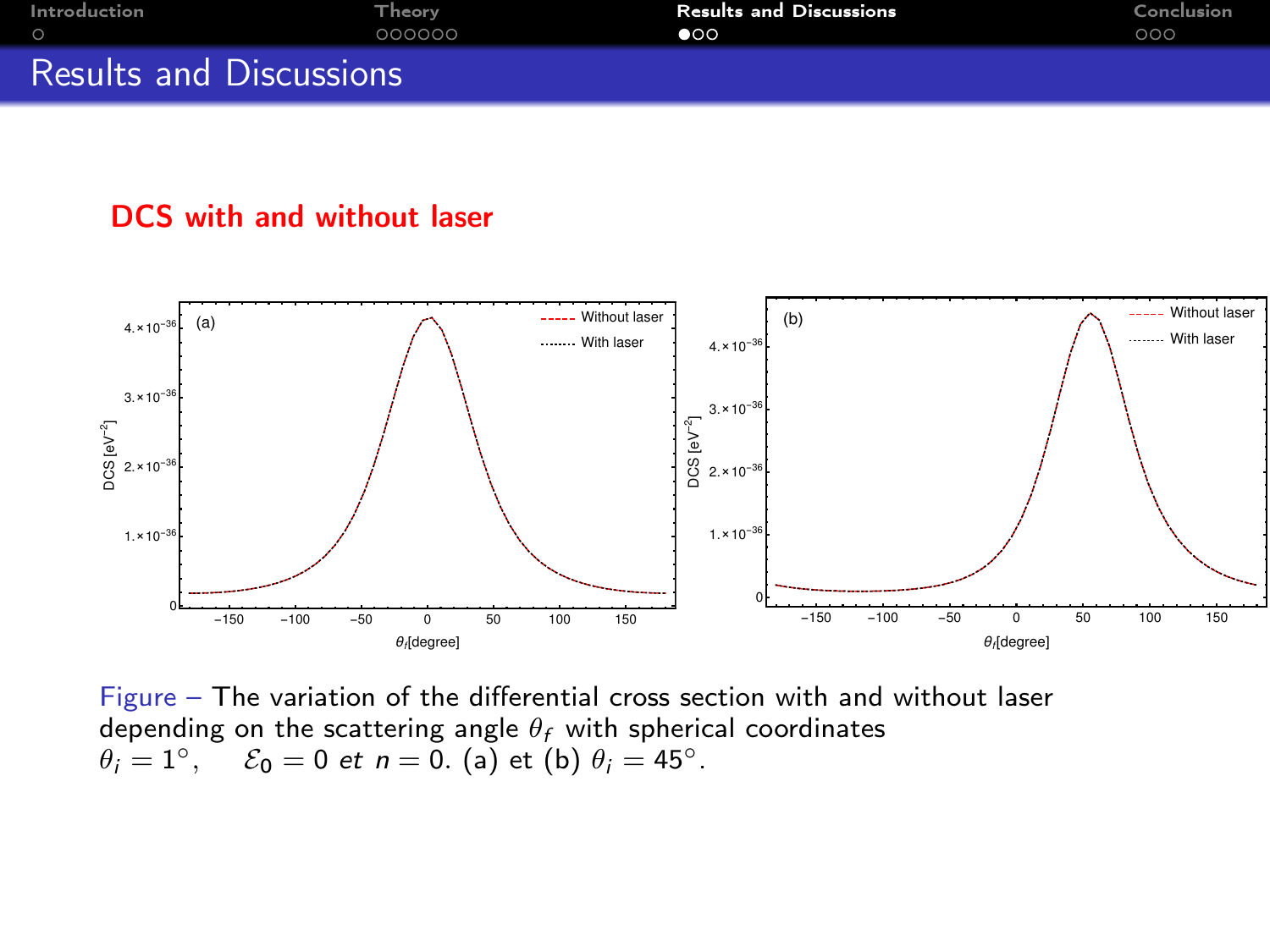# Results and Discussions

## DCS with and without laser

Figure – The variation of the differential cross section with and without laser depending on the scattering angle $\theta_f$ with spherical coordinates $\theta_i = 1^\circ$, $\mathcal{E}_0 = 0$ *et* $n = 0$. (a) et (b) $\theta_i = 45^\circ$.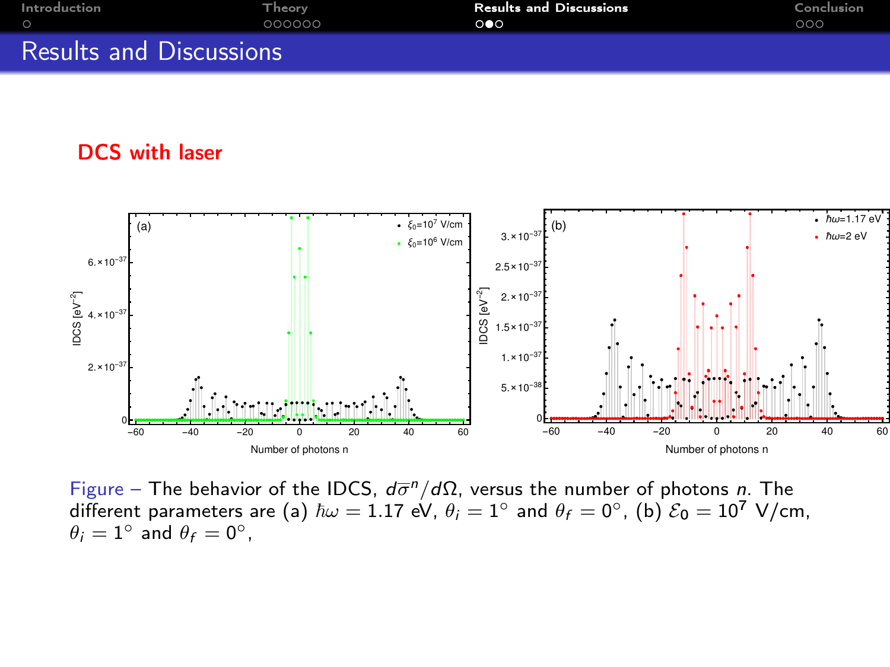## Results and Discussions

### DCS with laser

Figure – The behavior of the IDCS, $d\overline{\sigma}^n/d\Omega$, versus the number of photons $n$. The different parameters are (a) $\hbar\omega = 1.17$ eV, $\theta_i = 1^\circ$ and $\theta_f = 0^\circ$, (b) $\mathcal{E}_0 = 10^7$ V/cm, $\theta_i = 1^\circ$ and $\theta_f = 0^\circ$,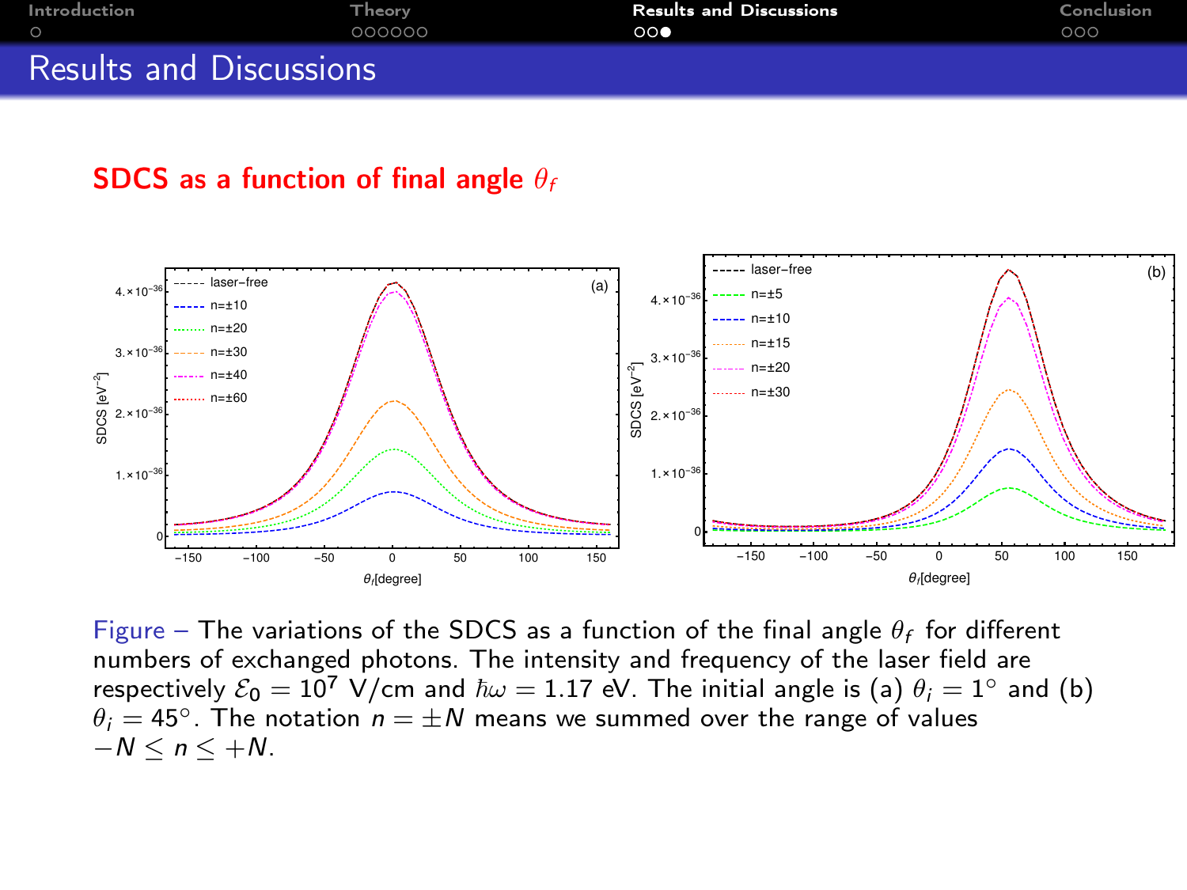## Results and Discussions

### SDCS as a function of final angle $\theta_f$

Figure – The variations of the SDCS as a function of the final angle $\theta_f$ for different numbers of exchanged photons. The intensity and frequency of the laser field are respectively $\mathcal{E}_0 = 10^7$ V/cm and $\hbar\omega = 1.17$ eV. The initial angle is (a) $\theta_i = 1^\circ$ and (b) $\theta_i = 45^\circ$. The notation $n = \pm N$ means we summed over the range of values $-N \leq n \leq +N$.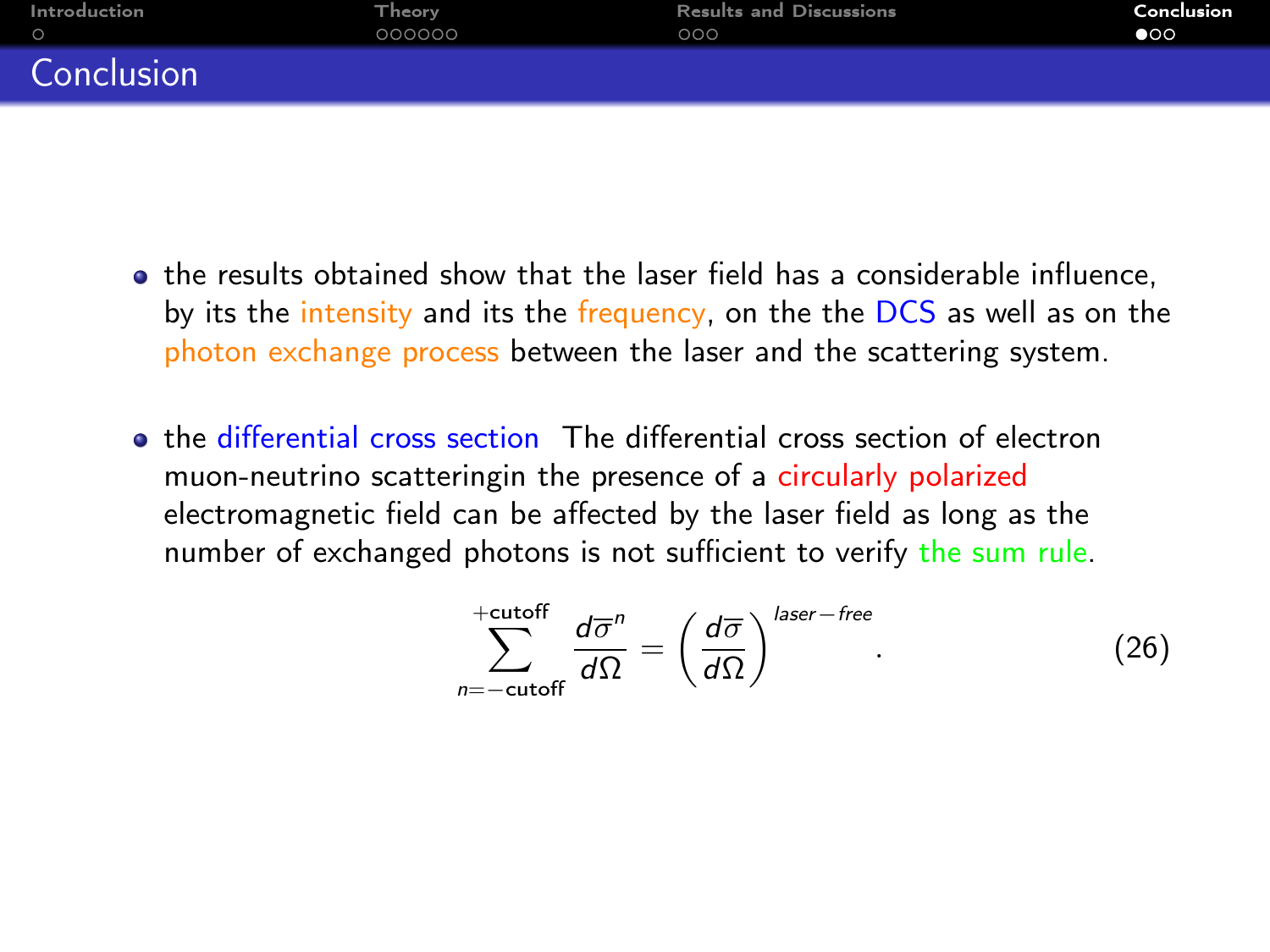# Conclusion

- the results obtained show that the laser field has a considerable influence, by its the intensity and its the frequency, on the the DCS as well as on the photon exchange process between the laser and the scattering system.

- the differential cross section The differential cross section of electron muon-neutrino scatteringin the presence of a circularly polarized electromagnetic field can be affected by the laser field as long as the number of exchanged photons is not sufficient to verify the sum rule.

$$\sum_{n=-\text{cutoff}}^{+\text{cutoff}} \frac{d\overline{\sigma}^{n}}{d\Omega} = \left(\frac{d\overline{\sigma}}{d\Omega}\right)^{laser-free}. \tag{26}$$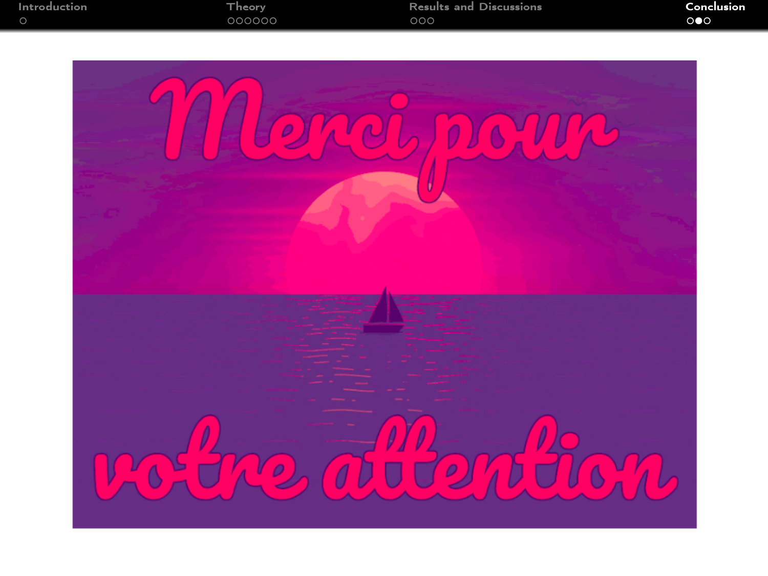Merci pour votre attention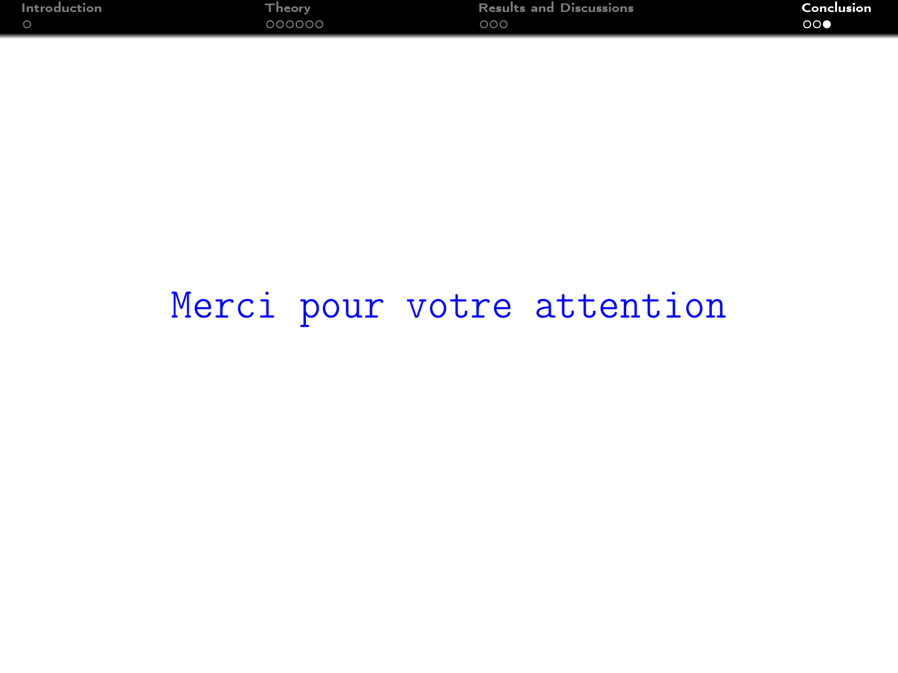Merci pour votre attention